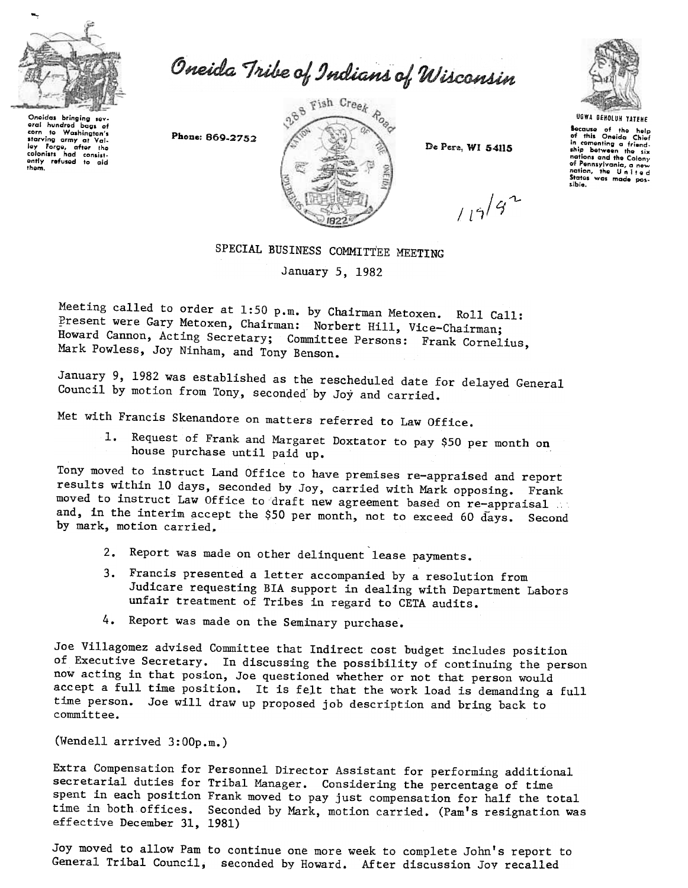Oneidas bringing several hundred bags of corn to Washington's starving army at Valley Forge, after the colonists had consistently refused to aid them.

# Oneida Tribe of Indians of Wisconsin

Phone: 869-2752

1288 Fish Creek Road

De Pere, WI 54115

UGWA DEHOLUH YATEHE

Because of the help of this Oneida Chief in cementing a friendship between the six nations and the Colony of Pennsylvania, a new nation, the United States was made possible.

1/19/82

## SPECIAL BUSINESS COMMITTEE MEETING

January 5, 1982

Meeting called to order at 1:50 p.m. by Chairman Metoxen. Roll Call: Present were Gary Metoxen, Chairman: Norbert Hill, Vice-Chairman; Howard Cannon, Acting Secretary; Committee Persons: Frank Cornelius, Mark Powless, Joy Ninham, and Tony Benson.

January 9, 1982 was established as the rescheduled date for delayed General Council by motion from Tony, seconded by Joy and carried.

Met with Francis Skenandore on matters referred to Law Office.

1. Request of Frank and Margaret Doxtator to pay $50 per month on house purchase until paid up.

Tony moved to instruct Land Office to have premises re-appraised and report results within 10 days, seconded by Joy, carried with Mark opposing. Frank moved to instruct Law Office to draft new agreement based on re-appraisal and, in the interim accept the $50 per month, not to exceed 60 days. Second by mark, motion carried.

2. Report was made on other delinquent lease payments.
3. Francis presented a letter accompanied by a resolution from Judicare requesting BIA support in dealing with Department Labors unfair treatment of Tribes in regard to CETA audits.
4. Report was made on the Seminary purchase.

Joe Villagomez advised Committee that Indirect cost budget includes position of Executive Secretary. In discussing the possibility of continuing the person now acting in that posion, Joe questioned whether or not that person would accept a full time position. It is felt that the work load is demanding a full time person. Joe will draw up proposed job description and bring back to committee.

(Wendell arrived 3:00p.m.)

Extra Compensation for Personnel Director Assistant for performing additional secretarial duties for Tribal Manager. Considering the percentage of time spent in each position Frank moved to pay just compensation for half the total time in both offices. Seconded by Mark, motion carried. (Pam's resignation was effective December 31, 1981)

Joy moved to allow Pam to continue one more week to complete John's report to General Tribal Council, seconded by Howard. After discussion Joy recalled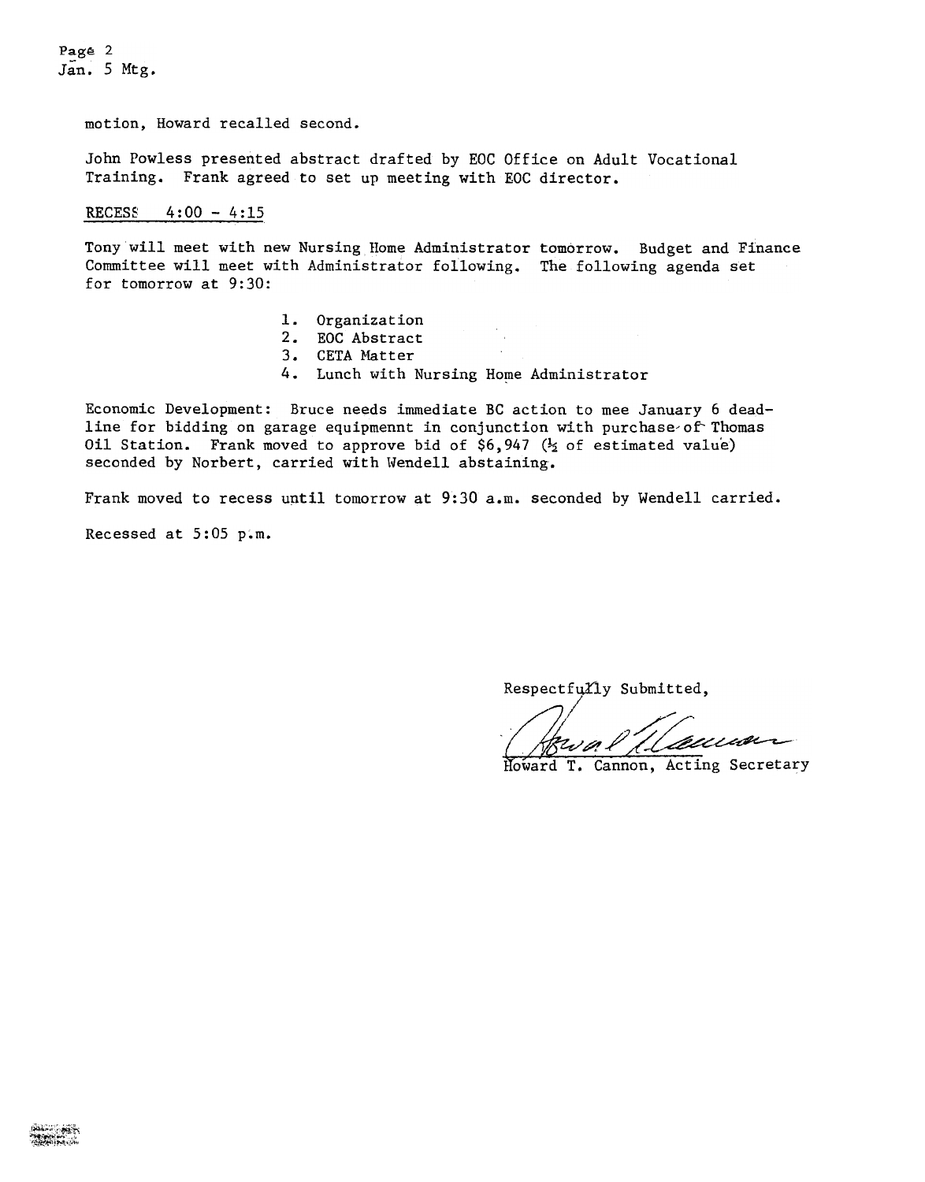motion, Howard recalled second.

John Powless presented abstract drafted by EOC Office on Adult Vocational Training. Frank agreed to set up meeting with EOC director.

RECESS 4:00 - 4:15

Tony will meet with new Nursing Home Administrator tomorrow. Budget and Finance Committee will meet with Administrator following. The following agenda set for tomorrow at 9:30:

1. Organization
2. EOC Abstract
3. CETA Matter
4. Lunch with Nursing Home Administrator

Economic Development: Bruce needs immediate BC action to mee January 6 deadline for bidding on garage equipmennt in conjunction with purchase of Thomas Oil Station. Frank moved to approve bid of $6,947 (½ of estimated value) seconded by Norbert, carried with Wendell abstaining.

Frank moved to recess until tomorrow at 9:30 a.m. seconded by Wendell carried.

Recessed at 5:05 p.m.

Respectfully Submitted,

Howard T. Cannon, Acting Secretary